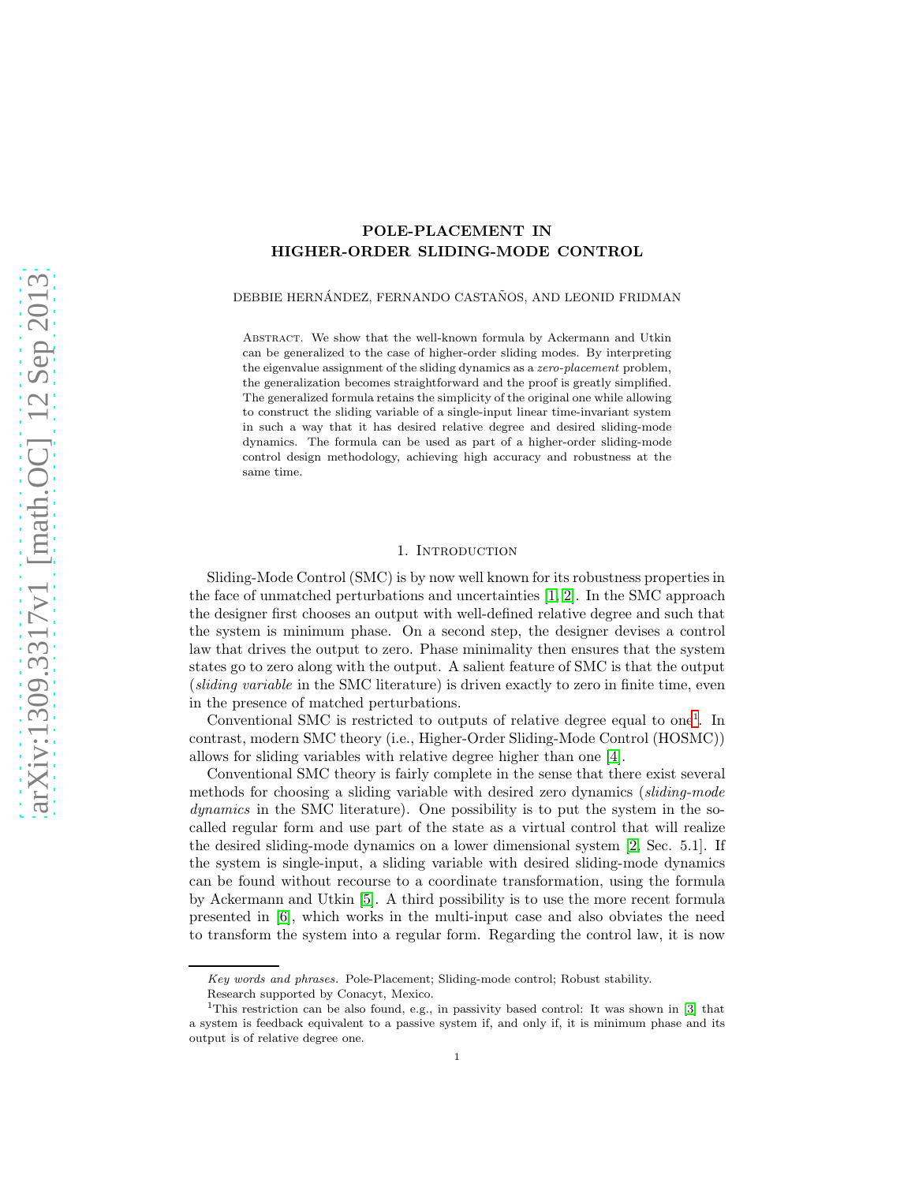# POLE-PLACEMENT IN HIGHER-ORDER SLIDING-MODE CONTROL

DEBBIE HERNÁNDEZ, FERNANDO CASTAÑOS, AND LEONID FRIDMAN

Abstract. We show that the well-known formula by Ackermann and Utkin can be generalized to the case of higher-order sliding modes. By interpreting the eigenvalue assignment of the sliding dynamics as a *zero-placement* problem, the generalization becomes straightforward and the proof is greatly simplified. The generalized formula retains the simplicity of the original one while allowing to construct the sliding variable of a single-input linear time-invariant system in such a way that it has desired relative degree and desired sliding-mode dynamics. The formula can be used as part of a higher-order sliding-mode control design methodology, achieving high accuracy and robustness at the same time.

## 1. Introduction

Sliding-Mode Control (SMC) is by now well known for its robustness properties in the face of unmatched perturbations and uncertainties [1, 2]. In the SMC approach the designer first chooses an output with well-defined relative degree and such that the system is minimum phase. On a second step, the designer devises a control law that drives the output to zero. Phase minimality then ensures that the system states go to zero along with the output. A salient feature of SMC is that the output (*sliding variable* in the SMC literature) is driven exactly to zero in finite time, even in the presence of matched perturbations.

Conventional SMC is restricted to outputs of relative degree equal to one[1]. In contrast, modern SMC theory (i.e., Higher-Order Sliding-Mode Control (HOSMC)) allows for sliding variables with relative degree higher than one [4].

Conventional SMC theory is fairly complete in the sense that there exist several methods for choosing a sliding variable with desired zero dynamics (*sliding-mode dynamics* in the SMC literature). One possibility is to put the system in the so-called regular form and use part of the state as a virtual control that will realize the desired sliding-mode dynamics on a lower dimensional system [2, Sec. 5.1]. If the system is single-input, a sliding variable with desired sliding-mode dynamics can be found without recourse to a coordinate transformation, using the formula by Ackermann and Utkin [5]. A third possibility is to use the more recent formula presented in [6], which works in the multi-input case and also obviates the need to transform the system into a regular form. Regarding the control law, it is now

---

*Key words and phrases.* Pole-Placement; Sliding-mode control; Robust stability.

Research supported by Conacyt, Mexico.

[1] This restriction can be also found, e.g., in passivity based control: It was shown in [3] that a system is feedback equivalent to a passive system if, and only if, it is minimum phase and its output is of relative degree one.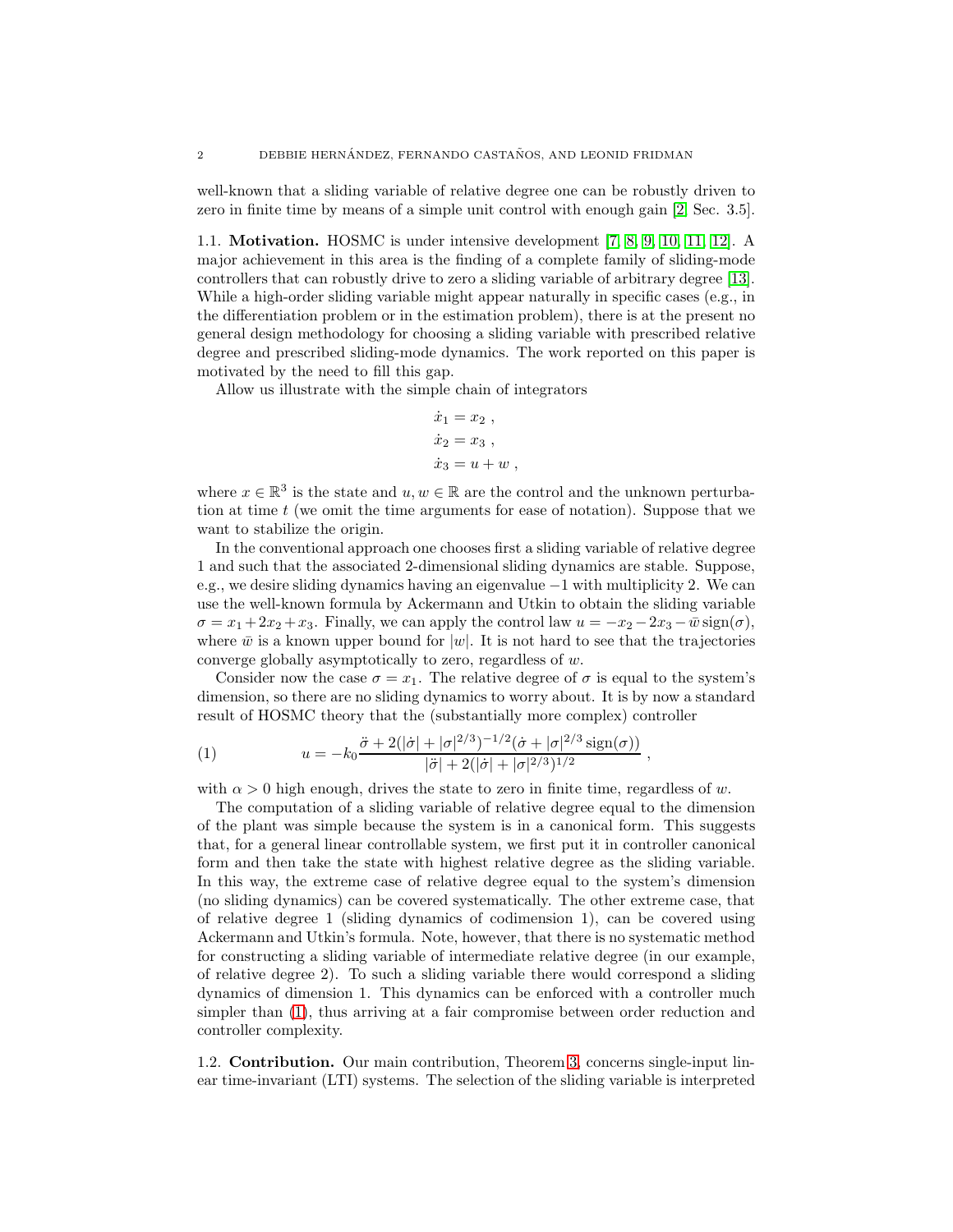well-known that a sliding variable of relative degree one can be robustly driven to zero in finite time by means of a simple unit control with enough gain [2, Sec. 3.5].

### 1.1. Motivation.

HOSMC is under intensive development [7, 8, 9, 10, 11, 12]. A major achievement in this area is the finding of a complete family of sliding-mode controllers that can robustly drive to zero a sliding variable of arbitrary degree [13]. While a high-order sliding variable might appear naturally in specific cases (e.g., in the differentiation problem or in the estimation problem), there is at the present no general design methodology for choosing a sliding variable with prescribed relative degree and prescribed sliding-mode dynamics. The work reported on this paper is motivated by the need to fill this gap.

Allow us illustrate with the simple chain of integrators

$$
\begin{aligned}
\dot{x}_1 &= x_2 \ , \\
\dot{x}_2 &= x_3 \ , \\
\dot{x}_3 &= u + w \ ,
\end{aligned}
$$

where $x \in \mathbb{R}^3$ is the state and $u, w \in \mathbb{R}$ are the control and the unknown perturbation at time $t$ (we omit the time arguments for ease of notation). Suppose that we want to stabilize the origin.

In the conventional approach one chooses first a sliding variable of relative degree 1 and such that the associated 2-dimensional sliding dynamics are stable. Suppose, e.g., we desire sliding dynamics having an eigenvalue $-1$ with multiplicity 2. We can use the well-known formula by Ackermann and Utkin to obtain the sliding variable $\sigma = x_1 + 2x_2 + x_3$. Finally, we can apply the control law $u = -x_2 - 2x_3 - \bar{w}\,\mathrm{sign}(\sigma)$, where $\bar{w}$ is a known upper bound for $|w|$. It is not hard to see that the trajectories converge globally asymptotically to zero, regardless of $w$.

Consider now the case $\sigma = x_1$. The relative degree of $\sigma$ is equal to the system's dimension, so there are no sliding dynamics to worry about. It is by now a standard result of HOSMC theory that the (substantially more complex) controller

$$
u = -k_0 \frac{\ddot{\sigma} + 2(|\dot{\sigma}| + |\sigma|^{2/3})^{-1/2}(\dot{\sigma} + |\sigma|^{2/3}\,\mathrm{sign}(\sigma))}{|\ddot{\sigma}| + 2(|\dot{\sigma}| + |\sigma|^{2/3})^{1/2}} \ , \tag{1}
$$

with $\alpha > 0$ high enough, drives the state to zero in finite time, regardless of $w$.

The computation of a sliding variable of relative degree equal to the dimension of the plant was simple because the system is in a canonical form. This suggests that, for a general linear controllable system, we first put it in controller canonical form and then take the state with highest relative degree as the sliding variable. In this way, the extreme case of relative degree equal to the system's dimension (no sliding dynamics) can be covered systematically. The other extreme case, that of relative degree 1 (sliding dynamics of codimension 1), can be covered using Ackermann and Utkin's formula. Note, however, that there is no systematic method for constructing a sliding variable of intermediate relative degree (in our example, of relative degree 2). To such a sliding variable there would correspond a sliding dynamics of dimension 1. This dynamics can be enforced with a controller much simpler than (1), thus arriving at a fair compromise between order reduction and controller complexity.

### 1.2. Contribution.

Our main contribution, Theorem 3, concerns single-input linear time-invariant (LTI) systems. The selection of the sliding variable is interpreted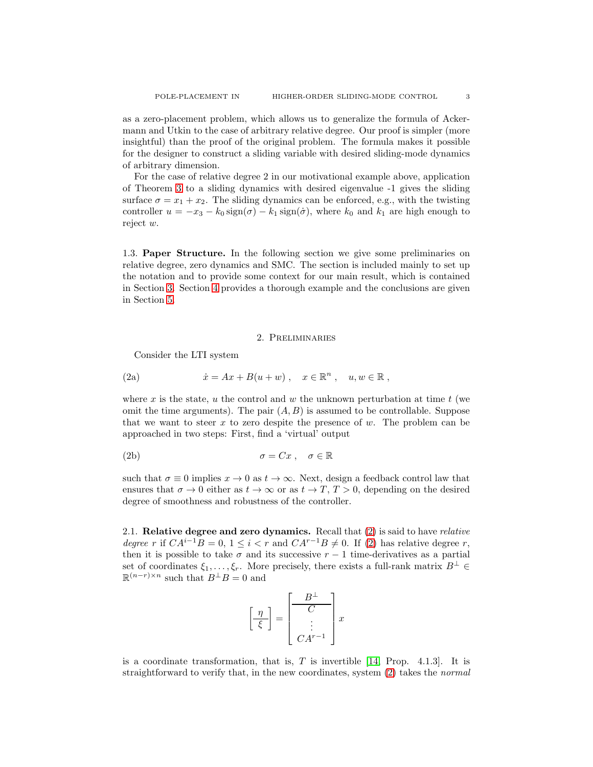as a zero-placement problem, which allows us to generalize the formula of Ackermann and Utkin to the case of arbitrary relative degree. Our proof is simpler (more insightful) than the proof of the original problem. The formula makes it possible for the designer to construct a sliding variable with desired sliding-mode dynamics of arbitrary dimension.

For the case of relative degree 2 in our motivational example above, application of Theorem 3 to a sliding dynamics with desired eigenvalue -1 gives the sliding surface $\sigma = x_1 + x_2$. The sliding dynamics can be enforced, e.g., with the twisting controller $u = -x_3 - k_0 \operatorname{sign}(\sigma) - k_1 \operatorname{sign}(\dot{\sigma})$, where $k_0$ and $k_1$ are high enough to reject $w$.

**1.3. Paper Structure.** In the following section we give some preliminaries on relative degree, zero dynamics and SMC. The section is included mainly to set up the notation and to provide some context for our main result, which is contained in Section 3. Section 4 provides a thorough example and the conclusions are given in Section 5.

## 2. Preliminaries

Consider the LTI system

$$\dot{x} = Ax + B(u + w)\ , \quad x \in \mathbb{R}^n\ , \quad u, w \in \mathbb{R}\ , \tag{2a}$$

where $x$ is the state, $u$ the control and $w$ the unknown perturbation at time $t$ (we omit the time arguments). The pair $(A, B)$ is assumed to be controllable. Suppose that we want to steer $x$ to zero despite the presence of $w$. The problem can be approached in two steps: First, find a 'virtual' output

$$\sigma = Cx\ , \quad \sigma \in \mathbb{R} \tag{2b}$$

such that $\sigma \equiv 0$ implies $x \to 0$ as $t \to \infty$. Next, design a feedback control law that ensures that $\sigma \to 0$ either as $t \to \infty$ or as $t \to T$, $T > 0$, depending on the desired degree of smoothness and robustness of the controller.

**2.1. Relative degree and zero dynamics.** Recall that (2) is said to have *relative degree* $r$ if $CA^{i-1}B = 0$, $1 \leq i < r$ and $CA^{r-1}B \neq 0$. If (2) has relative degree $r$, then it is possible to take $\sigma$ and its successive $r-1$ time-derivatives as a partial set of coordinates $\xi_1, \ldots, \xi_r$. More precisely, there exists a full-rank matrix $B^{\perp} \in \mathbb{R}^{(n-r)\times n}$ such that $B^{\perp}B = 0$ and

$$\left[\begin{array}{c} \eta \\ \hline \xi \end{array}\right] = \left[\begin{array}{c} B^{\perp} \\ \hline C \\ \vdots \\ CA^{r-1} \end{array}\right] x$$

is a coordinate transformation, that is, $T$ is invertible [14, Prop. 4.1.3]. It is straightforward to verify that, in the new coordinates, system (2) takes the *normal*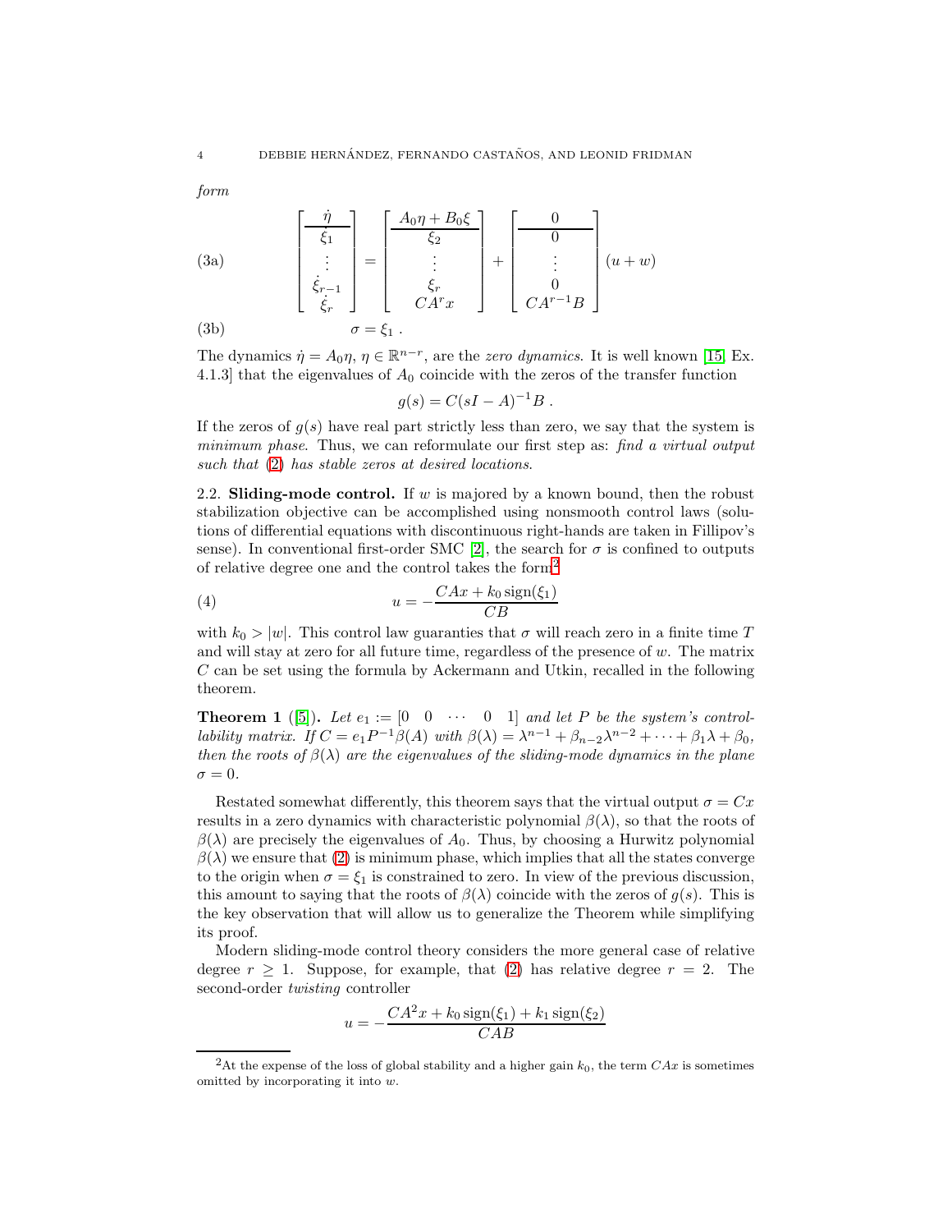*form*

$$
\left[\begin{array}{c} \dot{\eta} \\ \hline \dot{\xi}_1 \\ \vdots \\ \dot{\xi}_{r-1} \\ \dot{\xi}_r \end{array}\right] = \left[\begin{array}{c} A_0\eta + B_0\xi \\ \hline \xi_2 \\ \vdots \\ \xi_r \\ CA^r x \end{array}\right] + \left[\begin{array}{c} 0 \\ \hline 0 \\ \vdots \\ 0 \\ CA^{r-1}B \end{array}\right](u + w) \tag{3a}
$$

$$
\sigma = \xi_1 \ . \tag{3b}
$$

The dynamics $\dot{\eta} = A_0\eta$, $\eta \in \mathbb{R}^{n-r}$, are the *zero dynamics*. It is well known [15, Ex. 4.1.3] that the eigenvalues of $A_0$ coincide with the zeros of the transfer function

$$
g(s) = C(sI - A)^{-1}B \ .
$$

If the zeros of $g(s)$ have real part strictly less than zero, we say that the system is *minimum phase*. Thus, we can reformulate our first step as: *find a virtual output such that* (2) *has stable zeros at desired locations.*

**2.2. Sliding-mode control.** If $w$ is majored by a known bound, then the robust stabilization objective can be accomplished using nonsmooth control laws (solutions of differential equations with discontinuous right-hands are taken in Fillipov's sense). In conventional first-order SMC [2], the search for $\sigma$ is confined to outputs of relative degree one and the control takes the form[2]

$$
u = -\frac{CAx + k_0 \operatorname{sign}(\xi_1)}{CB} \tag{4}
$$

with $k_0 > |w|$. This control law guarantees that $\sigma$ will reach zero in a finite time $T$ and will stay at zero for all future time, regardless of the presence of $w$. The matrix $C$ can be set using the formula by Ackermann and Utkin, recalled in the following theorem.

**Theorem 1** ([5]). *Let* $e_1 := \begin{bmatrix} 0 & 0 & \cdots & 0 & 1 \end{bmatrix}$ *and let* $P$ *be the system's controllability matrix. If* $C = e_1 P^{-1} \beta(A)$ *with* $\beta(\lambda) = \lambda^{n-1} + \beta_{n-2}\lambda^{n-2} + \cdots + \beta_1\lambda + \beta_0$, *then the roots of* $\beta(\lambda)$ *are the eigenvalues of the sliding-mode dynamics in the plane* $\sigma = 0$.

Restated somewhat differently, this theorem says that the virtual output $\sigma = Cx$ results in a zero dynamics with characteristic polynomial $\beta(\lambda)$, so that the roots of $\beta(\lambda)$ are precisely the eigenvalues of $A_0$. Thus, by choosing a Hurwitz polynomial $\beta(\lambda)$ we ensure that (2) is minimum phase, which implies that all the states converge to the origin when $\sigma = \xi_1$ is constrained to zero. In view of the previous discussion, this amount to saying that the roots of $\beta(\lambda)$ coincide with the zeros of $g(s)$. This is the key observation that will allow us to generalize the Theorem while simplifying its proof.

Modern sliding-mode control theory considers the more general case of relative degree $r \geq 1$. Suppose, for example, that (2) has relative degree $r = 2$. The second-order *twisting* controller

$$
u = -\frac{CA^2x + k_0 \operatorname{sign}(\xi_1) + k_1 \operatorname{sign}(\xi_2)}{CAB}
$$

[2] At the expense of the loss of global stability and a higher gain $k_0$, the term $CAx$ is sometimes omitted by incorporating it into $w$.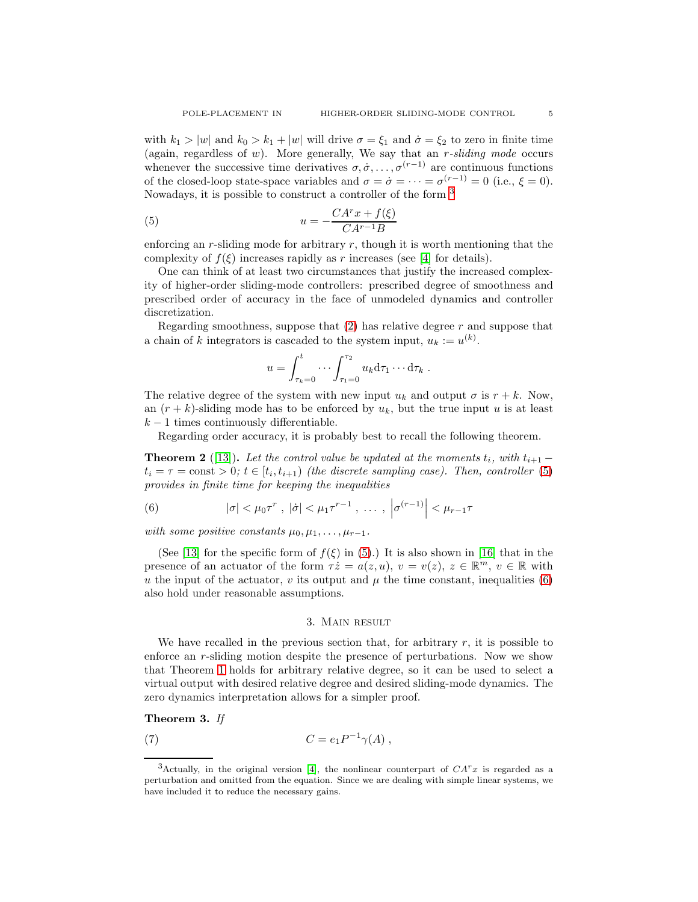with $k_1 > |w|$ and $k_0 > k_1 + |w|$ will drive $\sigma = \xi_1$ and $\dot{\sigma} = \xi_2$ to zero in finite time (again, regardless of $w$). More generally, We say that an *r-sliding mode* occurs whenever the successive time derivatives $\sigma, \dot{\sigma}, \ldots, \sigma^{(r-1)}$ are continuous functions of the closed-loop state-space variables and $\sigma = \dot{\sigma} = \cdots = \sigma^{(r-1)} = 0$ (i.e., $\xi = 0$). Nowadays, it is possible to construct a controller of the form [3]

$$
u = -\frac{CA^r x + f(\xi)}{CA^{r-1}B} \tag{5}
$$

enforcing an $r$-sliding mode for arbitrary $r$, though it is worth mentioning that the complexity of $f(\xi)$ increases rapidly as $r$ increases (see [4] for details).

One can think of at least two circumstances that justify the increased complexity of higher-order sliding-mode controllers: prescribed degree of smoothness and prescribed order of accuracy in the face of unmodeled dynamics and controller discretization.

Regarding smoothness, suppose that (2) has relative degree $r$ and suppose that a chain of $k$ integrators is cascaded to the system input, $u_k := u^{(k)}$.

$$
u = \int_{\tau_k=0}^{t} \cdots \int_{\tau_1=0}^{\tau_2} u_k \mathrm{d}\tau_1 \cdots \mathrm{d}\tau_k \ .
$$

The relative degree of the system with new input $u_k$ and output $\sigma$ is $r + k$. Now, an $(r + k)$-sliding mode has to be enforced by $u_k$, but the true input $u$ is at least $k - 1$ times continuously differentiable.

Regarding order accuracy, it is probably best to recall the following theorem.

**Theorem 2** ([13])**.** *Let the control value be updated at the moments $t_i$, with $t_{i+1} - t_i = \tau = \text{const} > 0$; $t \in [t_i, t_{i+1})$ (the discrete sampling case). Then, controller (5) provides in finite time for keeping the inequalities*

$$
|\sigma| < \mu_0 \tau^r \ , \ |\dot{\sigma}| < \mu_1 \tau^{r-1} \ , \ \ldots \ , \ \left|\sigma^{(r-1)}\right| < \mu_{r-1} \tau \tag{6}
$$

*with some positive constants $\mu_0, \mu_1, \ldots, \mu_{r-1}$.*

(See [13] for the specific form of $f(\xi)$ in (5).) It is also shown in [16] that in the presence of an actuator of the form $\tau \dot{z} = a(z, u)$, $v = v(z)$, $z \in \mathbb{R}^m$, $v \in \mathbb{R}$ with $u$ the input of the actuator, $v$ its output and $\mu$ the time constant, inequalities (6) also hold under reasonable assumptions.

## 3. Main result

We have recalled in the previous section that, for arbitrary $r$, it is possible to enforce an $r$-sliding motion despite the presence of perturbations. Now we show that Theorem 1 holds for arbitrary relative degree, so it can be used to select a virtual output with desired relative degree and desired sliding-mode dynamics. The zero dynamics interpretation allows for a simpler proof.

**Theorem 3.** *If*

$$
C = e_1 P^{-1} \gamma(A) \ , \tag{7}
$$

[3] Actually, in the original version [4], the nonlinear counterpart of $CA^r x$ is regarded as a perturbation and omitted from the equation. Since we are dealing with simple linear systems, we have included it to reduce the necessary gains.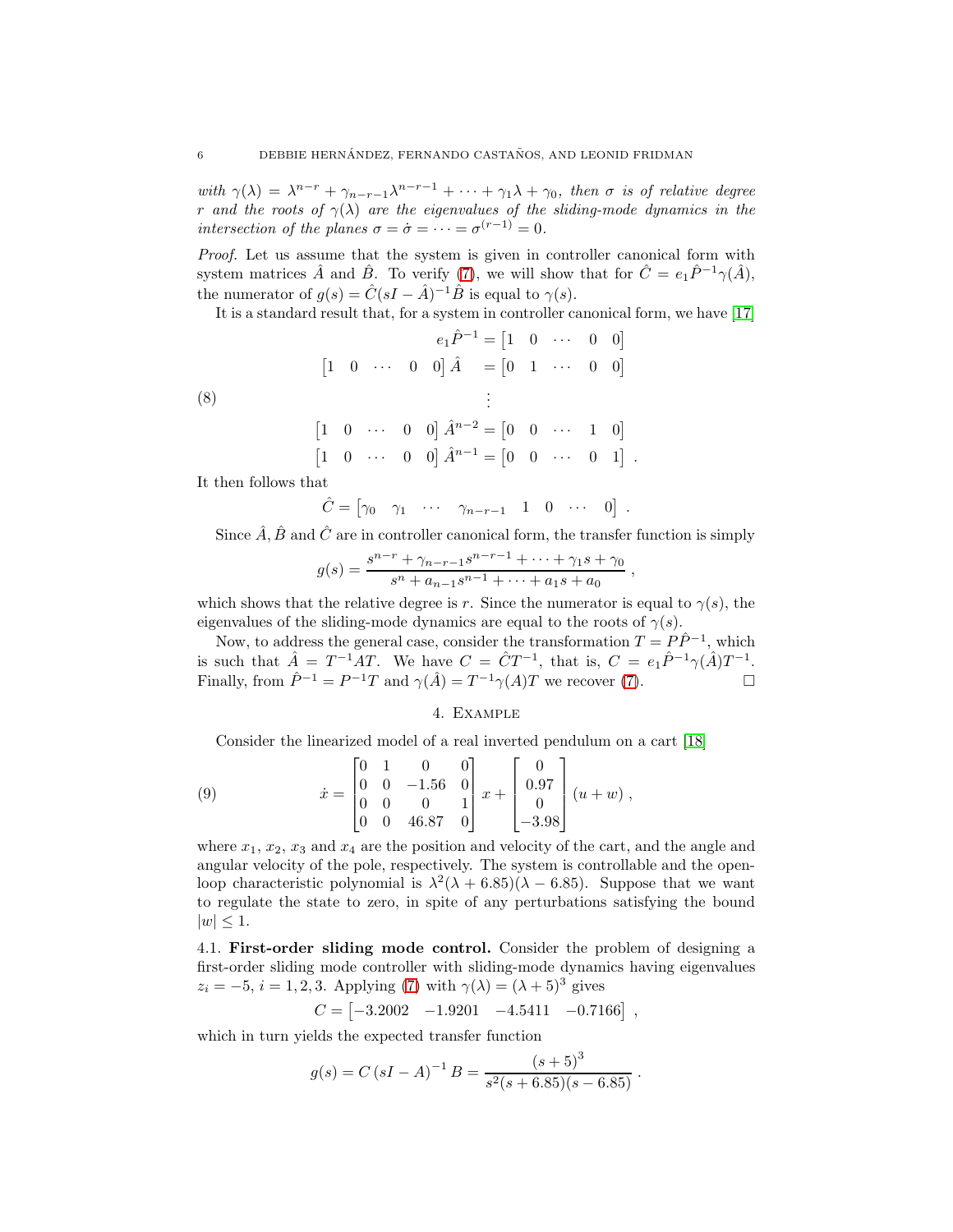*with $\gamma(\lambda) = \lambda^{n-r} + \gamma_{n-r-1}\lambda^{n-r-1} + \cdots + \gamma_1\lambda + \gamma_0$, then $\sigma$ is of relative degree $r$ and the roots of $\gamma(\lambda)$ are the eigenvalues of the sliding-mode dynamics in the intersection of the planes $\sigma = \dot{\sigma} = \cdots = \sigma^{(r-1)} = 0$.*

*Proof.* Let us assume that the system is given in controller canonical form with system matrices $\hat{A}$ and $\hat{B}$. To verify (7), we will show that for $\hat{C} = e_1\hat{P}^{-1}\gamma(\hat{A})$, the numerator of $g(s) = \hat{C}(sI - \hat{A})^{-1}\hat{B}$ is equal to $\gamma(s)$.

It is a standard result that, for a system in controller canonical form, we have [17]

$$
\begin{aligned}
e_1\hat{P}^{-1} &= \begin{bmatrix} 1 & 0 & \cdots & 0 & 0 \end{bmatrix} \\
\begin{bmatrix} 1 & 0 & \cdots & 0 & 0 \end{bmatrix} \hat{A} &= \begin{bmatrix} 0 & 1 & \cdots & 0 & 0 \end{bmatrix} \\
&\vdots \\
\begin{bmatrix} 1 & 0 & \cdots & 0 & 0 \end{bmatrix} \hat{A}^{n-2} &= \begin{bmatrix} 0 & 0 & \cdots & 1 & 0 \end{bmatrix} \\
\begin{bmatrix} 1 & 0 & \cdots & 0 & 0 \end{bmatrix} \hat{A}^{n-1} &= \begin{bmatrix} 0 & 0 & \cdots & 0 & 1 \end{bmatrix} .
\end{aligned} \tag{8}
$$

It then follows that

$$
\hat{C} = \begin{bmatrix} \gamma_0 & \gamma_1 & \cdots & \gamma_{n-r-1} & 1 & 0 & \cdots & 0 \end{bmatrix} .
$$

Since $\hat{A}$, $\hat{B}$ and $\hat{C}$ are in controller canonical form, the transfer function is simply

$$
g(s) = \frac{s^{n-r} + \gamma_{n-r-1}s^{n-r-1} + \cdots + \gamma_1 s + \gamma_0}{s^n + a_{n-1}s^{n-1} + \cdots + a_1 s + a_0} ,
$$

which shows that the relative degree is $r$. Since the numerator is equal to $\gamma(s)$, the eigenvalues of the sliding-mode dynamics are equal to the roots of $\gamma(s)$.

Now, to address the general case, consider the transformation $T = P\hat{P}^{-1}$, which is such that $\hat{A} = T^{-1}AT$. We have $C = \hat{C}T^{-1}$, that is, $C = e_1\hat{P}^{-1}\gamma(\hat{A})T^{-1}$. Finally, from $\hat{P}^{-1} = P^{-1}T$ and $\gamma(\hat{A}) = T^{-1}\gamma(A)T$ we recover (7). □

## 4. Example

Consider the linearized model of a real inverted pendulum on a cart [18]

$$
\dot{x} = \begin{bmatrix} 0 & 1 & 0 & 0 \\ 0 & 0 & -1.56 & 0 \\ 0 & 0 & 0 & 1 \\ 0 & 0 & 46.87 & 0 \end{bmatrix} x + \begin{bmatrix} 0 \\ 0.97 \\ 0 \\ -3.98 \end{bmatrix} (u + w) , \tag{9}
$$

where $x_1$, $x_2$, $x_3$ and $x_4$ are the position and velocity of the cart, and the angle and angular velocity of the pole, respectively. The system is controllable and the open-loop characteristic polynomial is $\lambda^2(\lambda + 6.85)(\lambda - 6.85)$. Suppose that we want to regulate the state to zero, in spite of any perturbations satisfying the bound $|w| \leq 1$.

### 4.1. First-order sliding mode control.

Consider the problem of designing a first-order sliding mode controller with sliding-mode dynamics having eigenvalues $z_i = -5$, $i = 1, 2, 3$. Applying (7) with $\gamma(\lambda) = (\lambda + 5)^3$ gives

$$
C = \begin{bmatrix} -3.2002 & -1.9201 & -4.5411 & -0.7166 \end{bmatrix} ,
$$

which in turn yields the expected transfer function

$$
g(s) = C\,(sI - A)^{-1}\,B = \frac{(s+5)^3}{s^2(s + 6.85)(s - 6.85)} .
$$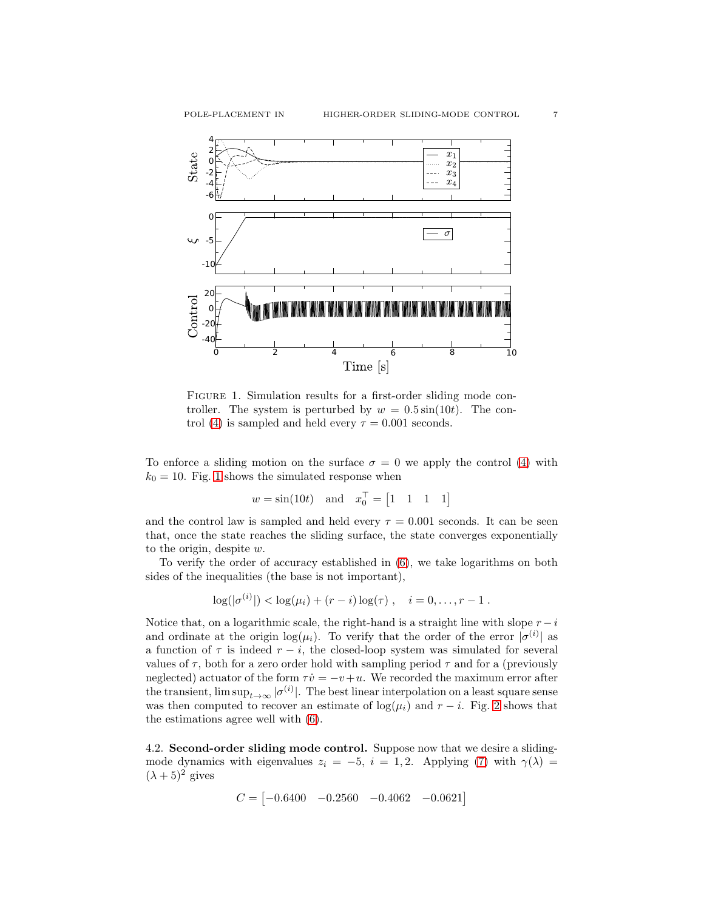FIGURE 1. Simulation results for a first-order sliding mode controller. The system is perturbed by $w = 0.5\sin(10t)$. The control (4) is sampled and held every $\tau = 0.001$ seconds.

To enforce a sliding motion on the surface $\sigma = 0$ we apply the control (4) with $k_0 = 10$. Fig. 1 shows the simulated response when

$$w = \sin(10t) \quad \text{and} \quad x_0^\top = \begin{bmatrix} 1 & 1 & 1 & 1 \end{bmatrix}$$

and the control law is sampled and held every $\tau = 0.001$ seconds. It can be seen that, once the state reaches the sliding surface, the state converges exponentially to the origin, despite $w$.

To verify the order of accuracy established in (6), we take logarithms on both sides of the inequalities (the base is not important),

$$\log(|\sigma^{(i)}|) < \log(\mu_i) + (r - i)\log(\tau) \;, \quad i = 0, \ldots, r-1 \,.$$

Notice that, on a logarithmic scale, the right-hand is a straight line with slope $r-i$ and ordinate at the origin $\log(\mu_i)$. To verify that the order of the error $|\sigma^{(i)}|$ as a function of $\tau$ is indeed $r - i$, the closed-loop system was simulated for several values of $\tau$, both for a zero order hold with sampling period $\tau$ and for a (previously neglected) actuator of the form $\tau\dot{v} = -v + u$. We recorded the maximum error after the transient, $\limsup_{t\to\infty} |\sigma^{(i)}|$. The best linear interpolation on a least square sense was then computed to recover an estimate of $\log(\mu_i)$ and $r - i$. Fig. 2 shows that the estimations agree well with (6).

**4.2. Second-order sliding mode control.** Suppose now that we desire a sliding-mode dynamics with eigenvalues $z_i = -5$, $i = 1, 2$. Applying (7) with $\gamma(\lambda) = (\lambda + 5)^2$ gives

$$C = \begin{bmatrix} -0.6400 & -0.2560 & -0.4062 & -0.0621 \end{bmatrix}$$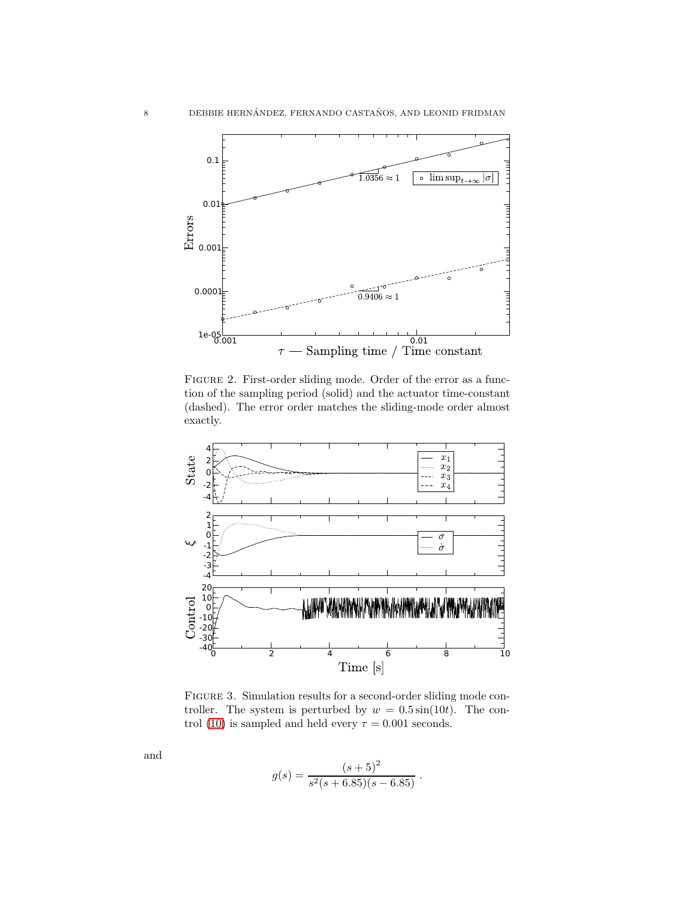FIGURE 2. First-order sliding mode. Order of the error as a function of the sampling period (solid) and the actuator time-constant (dashed). The error order matches the sliding-mode order almost exactly.

FIGURE 3. Simulation results for a second-order sliding mode controller. The system is perturbed by $w = 0.5\sin(10t)$. The control (10) is sampled and held every $\tau = 0.001$ seconds.

and

$$g(s) = \frac{(s+5)^2}{s^2(s+6.85)(s-6.85)} \, .$$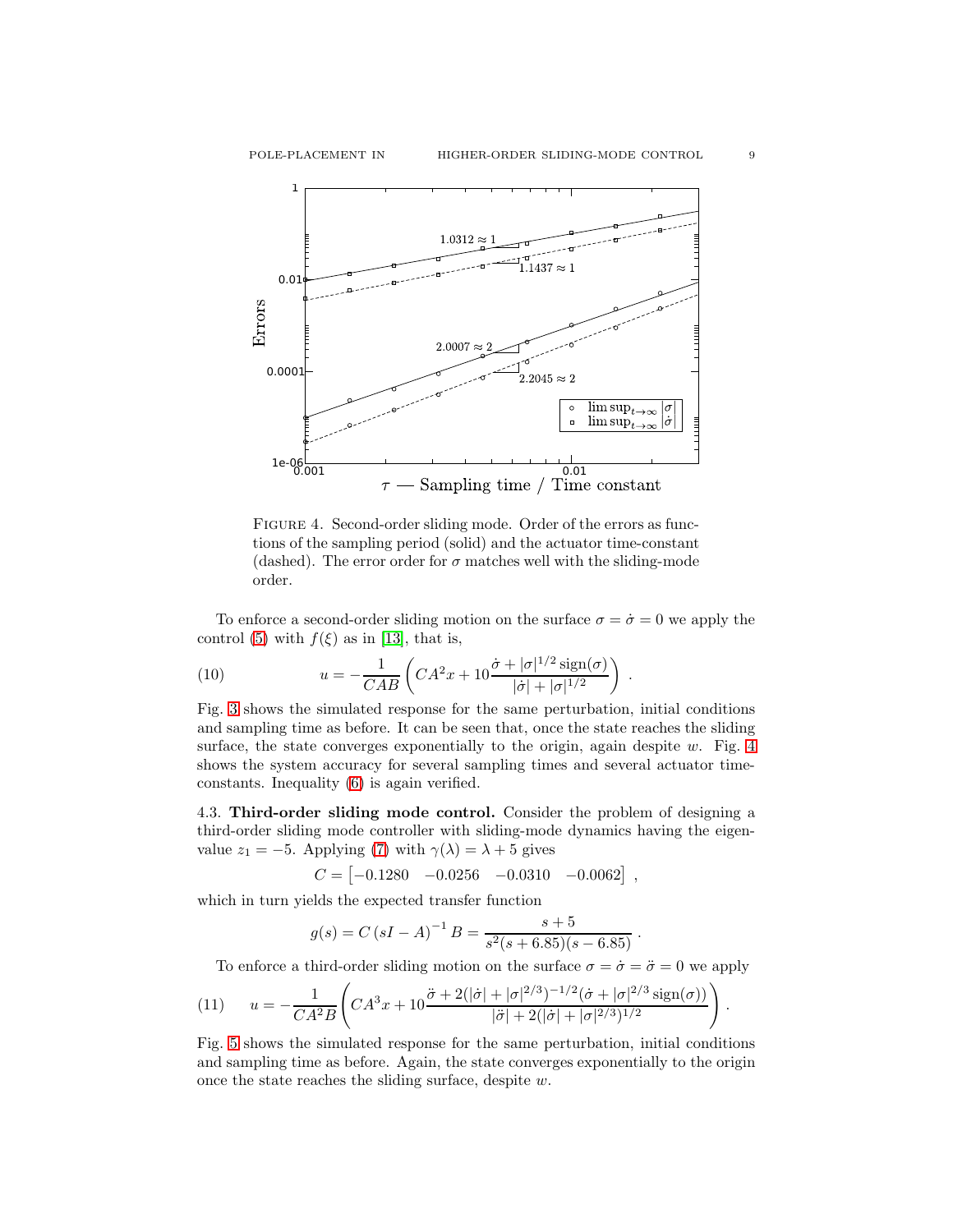FIGURE 4. Second-order sliding mode. Order of the errors as functions of the sampling period (solid) and the actuator time-constant (dashed). The error order for $\sigma$ matches well with the sliding-mode order.

To enforce a second-order sliding motion on the surface $\sigma = \dot{\sigma} = 0$ we apply the control (5) with $f(\xi)$ as in [13], that is,

$$u = -\frac{1}{CAB}\left(CA^2x + 10\frac{\dot{\sigma} + |\sigma|^{1/2}\operatorname{sign}(\sigma)}{|\dot{\sigma}| + |\sigma|^{1/2}}\right) . \tag{10}$$

Fig. 3 shows the simulated response for the same perturbation, initial conditions and sampling time as before. It can be seen that, once the state reaches the sliding surface, the state converges exponentially to the origin, again despite $w$. Fig. 4 shows the system accuracy for several sampling times and several actuator time-constants. Inequality (6) is again verified.

4.3. **Third-order sliding mode control.** Consider the problem of designing a third-order sliding mode controller with sliding-mode dynamics having the eigenvalue $z_1 = -5$. Applying (7) with $\gamma(\lambda) = \lambda + 5$ gives

$$C = \begin{bmatrix} -0.1280 & -0.0256 & -0.0310 & -0.0062 \end{bmatrix} ,$$

which in turn yields the expected transfer function

$$g(s) = C\left(sI - A\right)^{-1}B = \frac{s+5}{s^2(s+6.85)(s-6.85)} .$$

To enforce a third-order sliding motion on the surface $\sigma = \dot{\sigma} = \ddot{\sigma} = 0$ we apply

$$u = -\frac{1}{CA^2B}\left(CA^3x + 10\frac{\ddot{\sigma} + 2(|\dot{\sigma}| + |\sigma|^{2/3})^{-1/2}(\dot{\sigma} + |\sigma|^{2/3}\operatorname{sign}(\sigma))}{|\ddot{\sigma}| + 2(|\dot{\sigma}| + |\sigma|^{2/3})^{1/2}}\right) . \tag{11}$$

Fig. 5 shows the simulated response for the same perturbation, initial conditions and sampling time as before. Again, the state converges exponentially to the origin once the state reaches the sliding surface, despite $w$.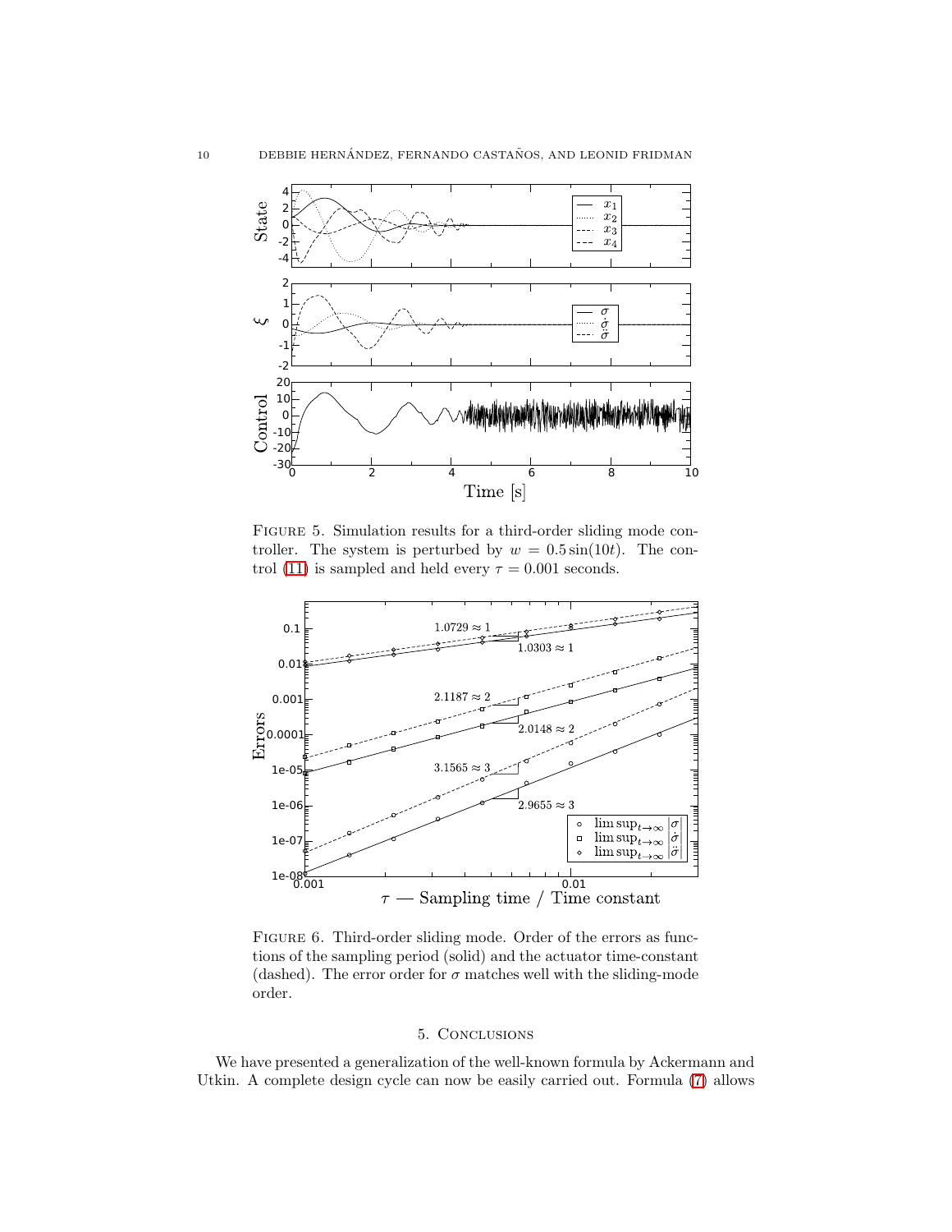Figure 5. Simulation results for a third-order sliding mode controller. The system is perturbed by $w = 0.5\sin(10t)$. The control (11) is sampled and held every $\tau = 0.001$ seconds.

Figure 6. Third-order sliding mode. Order of the errors as functions of the sampling period (solid) and the actuator time-constant (dashed). The error order for $\sigma$ matches well with the sliding-mode order.

## 5. Conclusions

We have presented a generalization of the well-known formula by Ackermann and Utkin. A complete design cycle can now be easily carried out. Formula (7) allows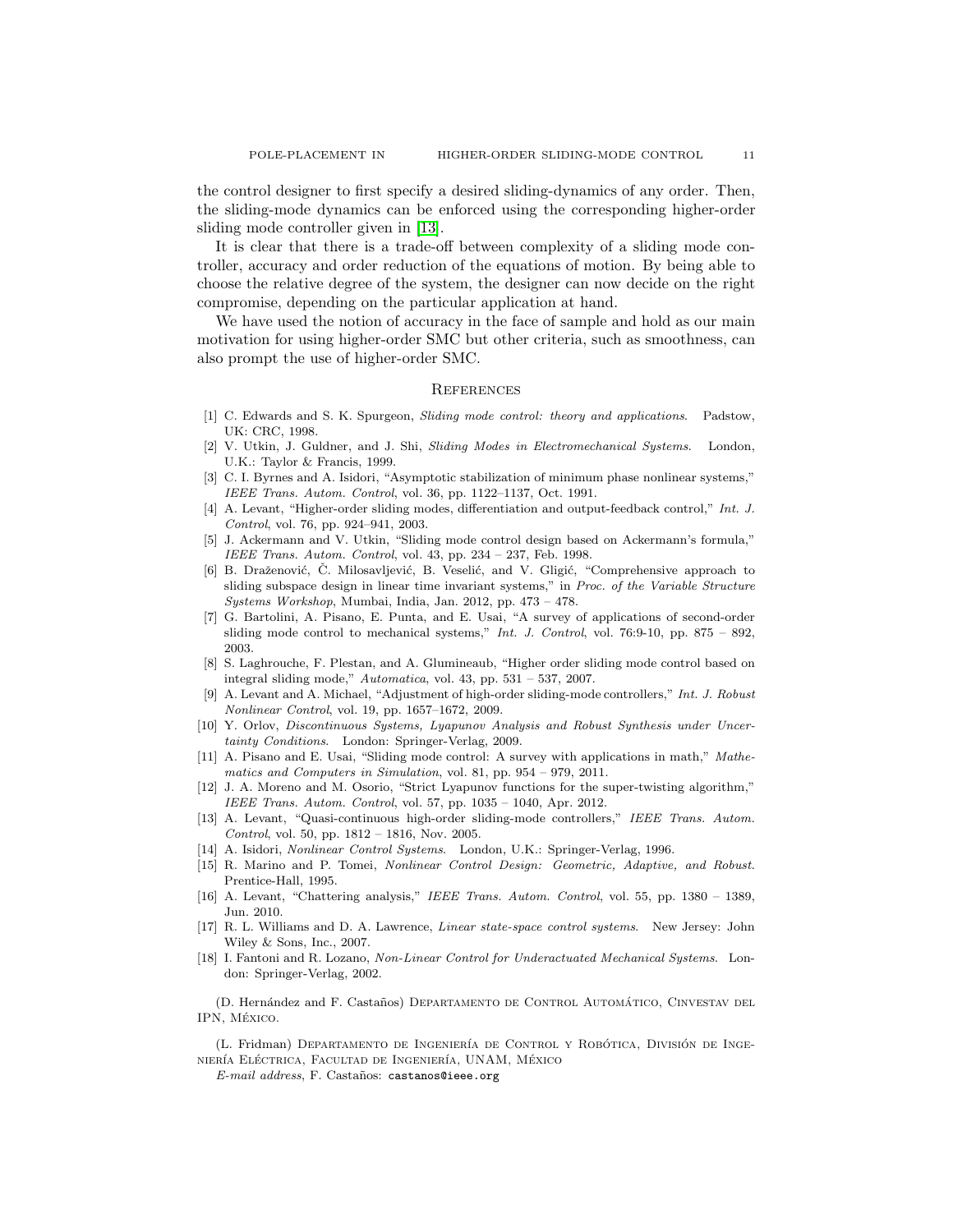the control designer to first specify a desired sliding-dynamics of any order. Then, the sliding-mode dynamics can be enforced using the corresponding higher-order sliding mode controller given in [13].

It is clear that there is a trade-off between complexity of a sliding mode controller, accuracy and order reduction of the equations of motion. By being able to choose the relative degree of the system, the designer can now decide on the right compromise, depending on the particular application at hand.

We have used the notion of accuracy in the face of sample and hold as our main motivation for using higher-order SMC but other criteria, such as smoothness, can also prompt the use of higher-order SMC.

## References

[1] C. Edwards and S. K. Spurgeon, *Sliding mode control: theory and applications*. Padstow, UK: CRC, 1998.

[2] V. Utkin, J. Guldner, and J. Shi, *Sliding Modes in Electromechanical Systems*. London, U.K.: Taylor & Francis, 1999.

[3] C. I. Byrnes and A. Isidori, "Asymptotic stabilization of minimum phase nonlinear systems," *IEEE Trans. Autom. Control*, vol. 36, pp. 1122–1137, Oct. 1991.

[4] A. Levant, "Higher-order sliding modes, differentiation and output-feedback control," *Int. J. Control*, vol. 76, pp. 924–941, 2003.

[5] J. Ackermann and V. Utkin, "Sliding mode control design based on Ackermann's formula," *IEEE Trans. Autom. Control*, vol. 43, pp. 234 – 237, Feb. 1998.

[6] B. Draženović, Č. Milosavljević, B. Veselić, and V. Gligić, "Comprehensive approach to sliding subspace design in linear time invariant systems," in *Proc. of the Variable Structure Systems Workshop*, Mumbai, India, Jan. 2012, pp. 473 – 478.

[7] G. Bartolini, A. Pisano, E. Punta, and E. Usai, "A survey of applications of second-order sliding mode control to mechanical systems," *Int. J. Control*, vol. 76:9-10, pp. 875 – 892, 2003.

[8] S. Laghrouche, F. Plestan, and A. Glumineaub, "Higher order sliding mode control based on integral sliding mode," *Automatica*, vol. 43, pp. 531 – 537, 2007.

[9] A. Levant and A. Michael, "Adjustment of high-order sliding-mode controllers," *Int. J. Robust Nonlinear Control*, vol. 19, pp. 1657–1672, 2009.

[10] Y. Orlov, *Discontinuous Systems, Lyapunov Analysis and Robust Synthesis under Uncertainty Conditions*. London: Springer-Verlag, 2009.

[11] A. Pisano and E. Usai, "Sliding mode control: A survey with applications in math," *Mathematics and Computers in Simulation*, vol. 81, pp. 954 – 979, 2011.

[12] J. A. Moreno and M. Osorio, "Strict Lyapunov functions for the super-twisting algorithm," *IEEE Trans. Autom. Control*, vol. 57, pp. 1035 – 1040, Apr. 2012.

[13] A. Levant, "Quasi-continuous high-order sliding-mode controllers," *IEEE Trans. Autom. Control*, vol. 50, pp. 1812 – 1816, Nov. 2005.

[14] A. Isidori, *Nonlinear Control Systems*. London, U.K.: Springer-Verlag, 1996.

[15] R. Marino and P. Tomei, *Nonlinear Control Design: Geometric, Adaptive, and Robust*. Prentice-Hall, 1995.

[16] A. Levant, "Chattering analysis," *IEEE Trans. Autom. Control*, vol. 55, pp. 1380 – 1389, Jun. 2010.

[17] R. L. Williams and D. A. Lawrence, *Linear state-space control systems*. New Jersey: John Wiley & Sons, Inc., 2007.

[18] I. Fantoni and R. Lozano, *Non-Linear Control for Underactuated Mechanical Systems*. London: Springer-Verlag, 2002.

(D. Hernández and F. Castaños) Departamento de Control Automático, Cinvestav del IPN, México.

(L. Fridman) Departamento de Ingeniería de Control y Robótica, División de Ingeniería Eléctrica, Facultad de Ingeniería, UNAM, México

*E-mail address*, F. Castaños: castanos@ieee.org